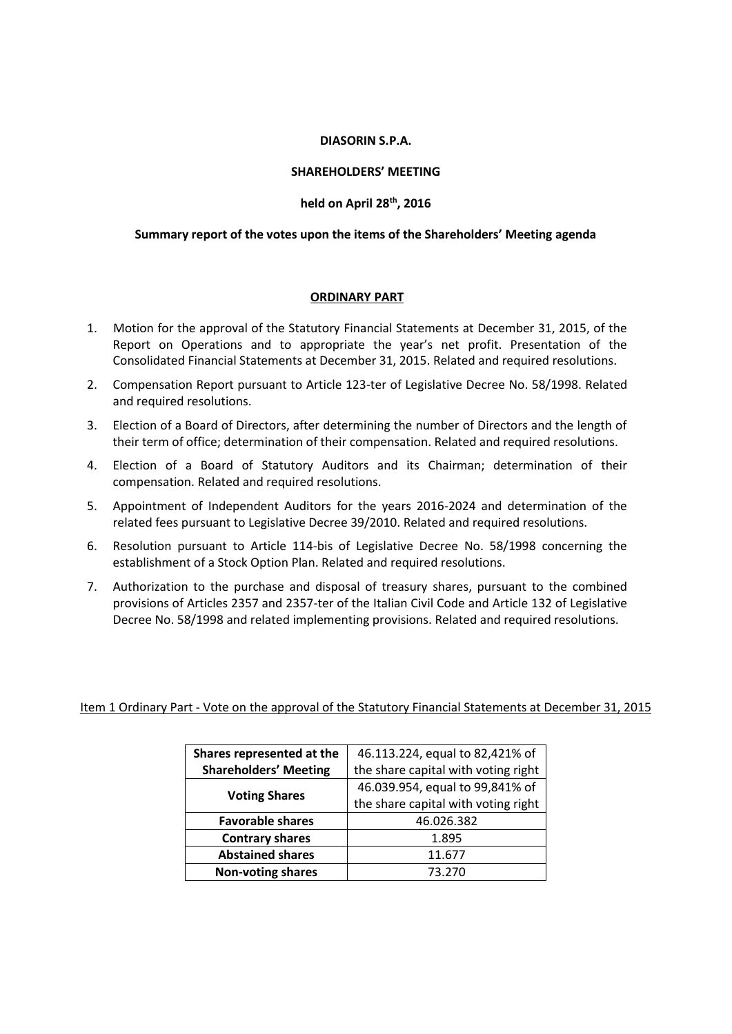**DIASORIN S.P.A.**

**SHAREHOLDERS' MEETING**

**held on April 28th, 2016**

**Summary report of the votes upon the items of the Shareholders' Meeting agenda**

**ORDINARY PART**

1. Motion for the approval of the Statutory Financial Statements at December 31, 2015, of the Report on Operations and to appropriate the year's net profit. Presentation of the Consolidated Financial Statements at December 31, 2015. Related and required resolutions.
2. Compensation Report pursuant to Article 123-ter of Legislative Decree No. 58/1998. Related and required resolutions.
3. Election of a Board of Directors, after determining the number of Directors and the length of their term of office; determination of their compensation. Related and required resolutions.
4. Election of a Board of Statutory Auditors and its Chairman; determination of their compensation. Related and required resolutions.
5. Appointment of Independent Auditors for the years 2016-2024 and determination of the related fees pursuant to Legislative Decree 39/2010. Related and required resolutions.
6. Resolution pursuant to Article 114-bis of Legislative Decree No. 58/1998 concerning the establishment of a Stock Option Plan. Related and required resolutions.
7. Authorization to the purchase and disposal of treasury shares, pursuant to the combined provisions of Articles 2357 and 2357-ter of the Italian Civil Code and Article 132 of Legislative Decree No. 58/1998 and related implementing provisions. Related and required resolutions.

Item 1 Ordinary Part - Vote on the approval of the Statutory Financial Statements at December 31, 2015

| **Shares represented at the Shareholders' Meeting** | 46.113.224, equal to 82,421% of the share capital with voting right |
|---|---|
| **Voting Shares** | 46.039.954, equal to 99,841% of the share capital with voting right |
| **Favorable shares** | 46.026.382 |
| **Contrary shares** | 1.895 |
| **Abstained shares** | 11.677 |
| **Non-voting shares** | 73.270 |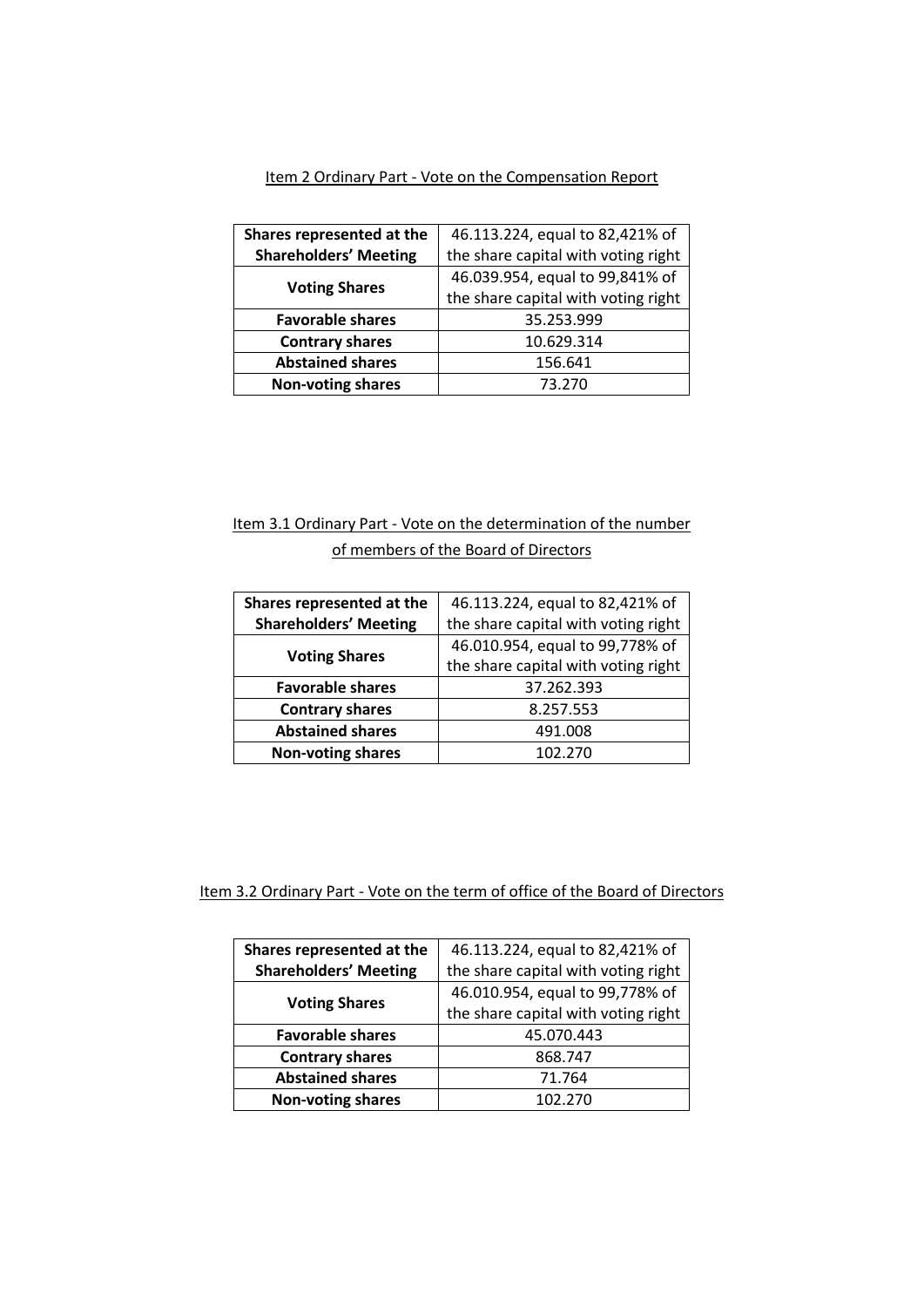<u>Item 2 Ordinary Part - Vote on the Compensation Report</u>

| **Shares represented at the Shareholders' Meeting** | 46.113.224, equal to 82,421% of the share capital with voting right |
|---|---|
| **Voting Shares** | 46.039.954, equal to 99,841% of the share capital with voting right |
| **Favorable shares** | 35.253.999 |
| **Contrary shares** | 10.629.314 |
| **Abstained shares** | 156.641 |
| **Non-voting shares** | 73.270 |

<u>Item 3.1 Ordinary Part - Vote on the determination of the number of members of the Board of Directors</u>

| **Shares represented at the Shareholders' Meeting** | 46.113.224, equal to 82,421% of the share capital with voting right |
|---|---|
| **Voting Shares** | 46.010.954, equal to 99,778% of the share capital with voting right |
| **Favorable shares** | 37.262.393 |
| **Contrary shares** | 8.257.553 |
| **Abstained shares** | 491.008 |
| **Non-voting shares** | 102.270 |

<u>Item 3.2 Ordinary Part - Vote on the term of office of the Board of Directors</u>

| **Shares represented at the Shareholders' Meeting** | 46.113.224, equal to 82,421% of the share capital with voting right |
|---|---|
| **Voting Shares** | 46.010.954, equal to 99,778% of the share capital with voting right |
| **Favorable shares** | 45.070.443 |
| **Contrary shares** | 868.747 |
| **Abstained shares** | 71.764 |
| **Non-voting shares** | 102.270 |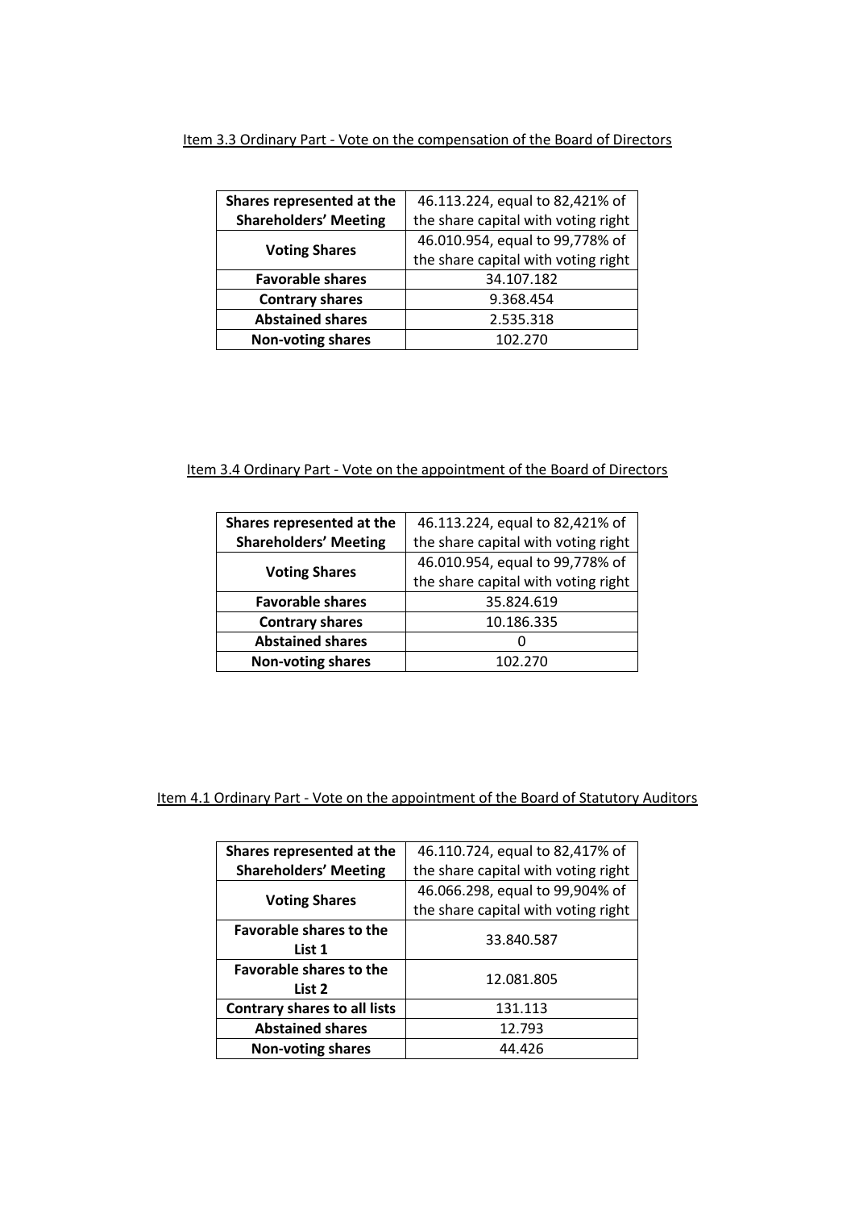Item 3.3 Ordinary Part - Vote on the compensation of the Board of Directors

| **Shares represented at the Shareholders' Meeting** | 46.113.224, equal to 82,421% of the share capital with voting right |
|---|---|
| **Voting Shares** | 46.010.954, equal to 99,778% of the share capital with voting right |
| **Favorable shares** | 34.107.182 |
| **Contrary shares** | 9.368.454 |
| **Abstained shares** | 2.535.318 |
| **Non-voting shares** | 102.270 |

Item 3.4 Ordinary Part - Vote on the appointment of the Board of Directors

| **Shares represented at the Shareholders' Meeting** | 46.113.224, equal to 82,421% of the share capital with voting right |
|---|---|
| **Voting Shares** | 46.010.954, equal to 99,778% of the share capital with voting right |
| **Favorable shares** | 35.824.619 |
| **Contrary shares** | 10.186.335 |
| **Abstained shares** | 0 |
| **Non-voting shares** | 102.270 |

Item 4.1 Ordinary Part - Vote on the appointment of the Board of Statutory Auditors

| **Shares represented at the Shareholders' Meeting** | 46.110.724, equal to 82,417% of the share capital with voting right |
|---|---|
| **Voting Shares** | 46.066.298, equal to 99,904% of the share capital with voting right |
| **Favorable shares to the List 1** | 33.840.587 |
| **Favorable shares to the List 2** | 12.081.805 |
| **Contrary shares to all lists** | 131.113 |
| **Abstained shares** | 12.793 |
| **Non-voting shares** | 44.426 |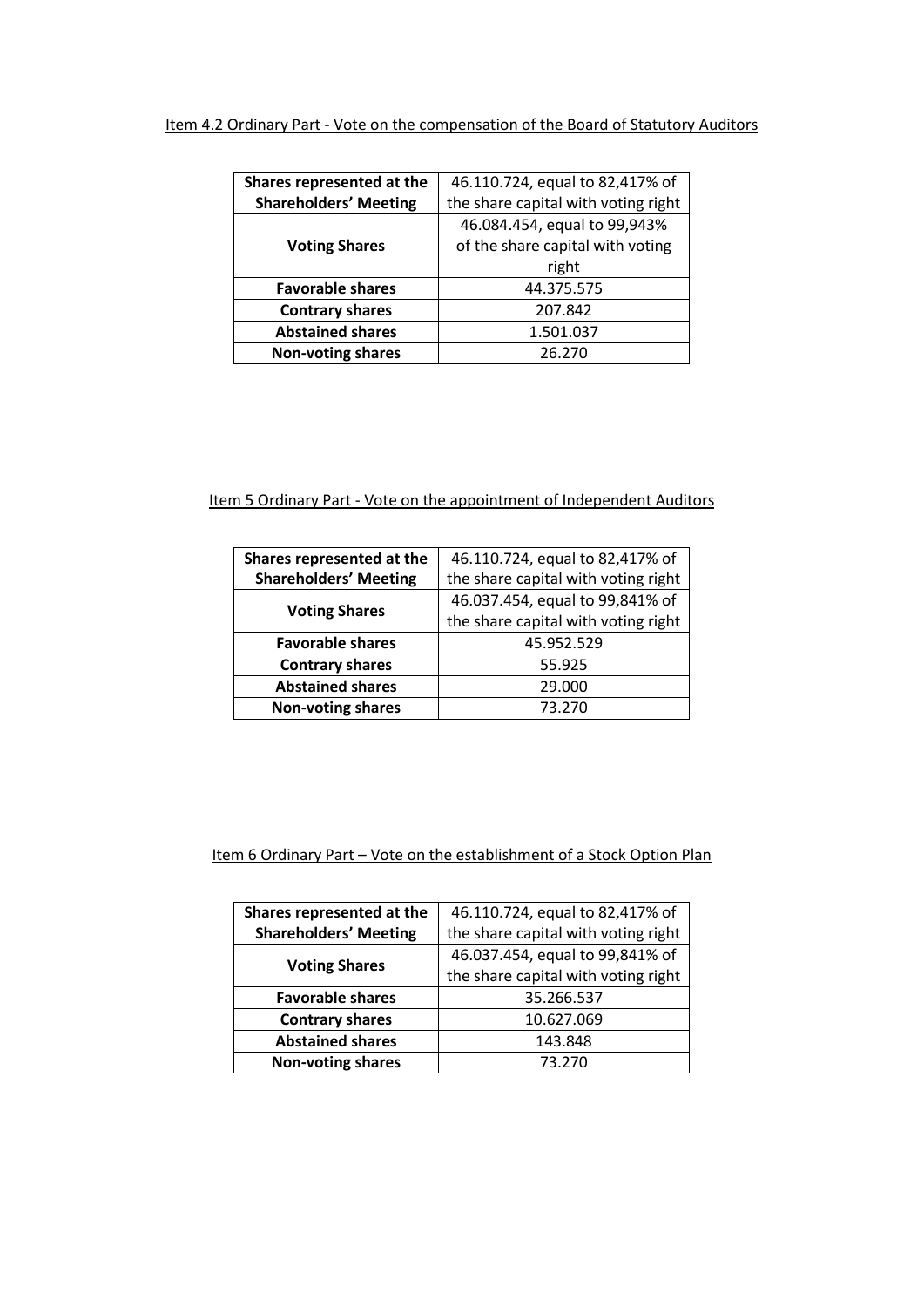Item 4.2 Ordinary Part - Vote on the compensation of the Board of Statutory Auditors

| Shares represented at the Shareholders' Meeting | 46.110.724, equal to 82,417% of the share capital with voting right |
|---|---|
| Voting Shares | 46.084.454, equal to 99,943% of the share capital with voting right |
| Favorable shares | 44.375.575 |
| Contrary shares | 207.842 |
| Abstained shares | 1.501.037 |
| Non-voting shares | 26.270 |

Item 5 Ordinary Part - Vote on the appointment of Independent Auditors

| Shares represented at the Shareholders' Meeting | 46.110.724, equal to 82,417% of the share capital with voting right |
|---|---|
| Voting Shares | 46.037.454, equal to 99,841% of the share capital with voting right |
| Favorable shares | 45.952.529 |
| Contrary shares | 55.925 |
| Abstained shares | 29.000 |
| Non-voting shares | 73.270 |

Item 6 Ordinary Part – Vote on the establishment of a Stock Option Plan

| Shares represented at the Shareholders' Meeting | 46.110.724, equal to 82,417% of the share capital with voting right |
|---|---|
| Voting Shares | 46.037.454, equal to 99,841% of the share capital with voting right |
| Favorable shares | 35.266.537 |
| Contrary shares | 10.627.069 |
| Abstained shares | 143.848 |
| Non-voting shares | 73.270 |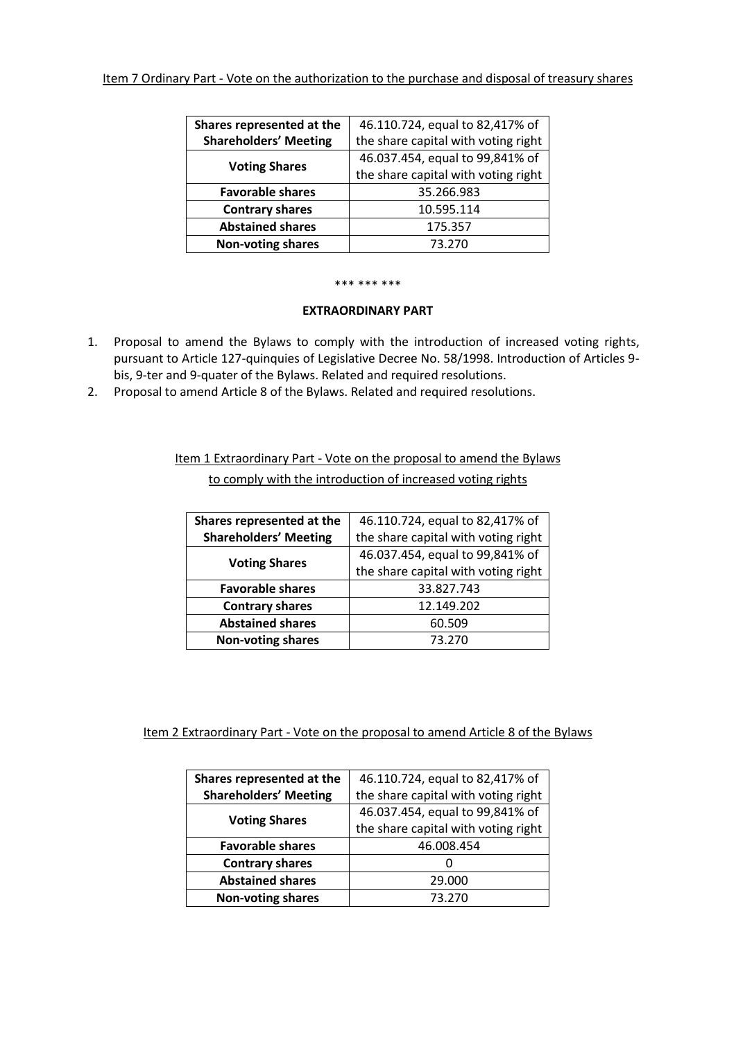Item 7 Ordinary Part - Vote on the authorization to the purchase and disposal of treasury shares

| | |
|---|---|
| **Shares represented at the Shareholders' Meeting** | 46.110.724, equal to 82,417% of the share capital with voting right |
| **Voting Shares** | 46.037.454, equal to 99,841% of the share capital with voting right |
| **Favorable shares** | 35.266.983 |
| **Contrary shares** | 10.595.114 |
| **Abstained shares** | 175.357 |
| **Non-voting shares** | 73.270 |

*** *** ***

**EXTRAORDINARY PART**

1. Proposal to amend the Bylaws to comply with the introduction of increased voting rights, pursuant to Article 127-quinquies of Legislative Decree No. 58/1998. Introduction of Articles 9-bis, 9-ter and 9-quater of the Bylaws. Related and required resolutions.
2. Proposal to amend Article 8 of the Bylaws. Related and required resolutions.

Item 1 Extraordinary Part - Vote on the proposal to amend the Bylaws to comply with the introduction of increased voting rights

| | |
|---|---|
| **Shares represented at the Shareholders' Meeting** | 46.110.724, equal to 82,417% of the share capital with voting right |
| **Voting Shares** | 46.037.454, equal to 99,841% of the share capital with voting right |
| **Favorable shares** | 33.827.743 |
| **Contrary shares** | 12.149.202 |
| **Abstained shares** | 60.509 |
| **Non-voting shares** | 73.270 |

Item 2 Extraordinary Part - Vote on the proposal to amend Article 8 of the Bylaws

| | |
|---|---|
| **Shares represented at the Shareholders' Meeting** | 46.110.724, equal to 82,417% of the share capital with voting right |
| **Voting Shares** | 46.037.454, equal to 99,841% of the share capital with voting right |
| **Favorable shares** | 46.008.454 |
| **Contrary shares** | 0 |
| **Abstained shares** | 29.000 |
| **Non-voting shares** | 73.270 |